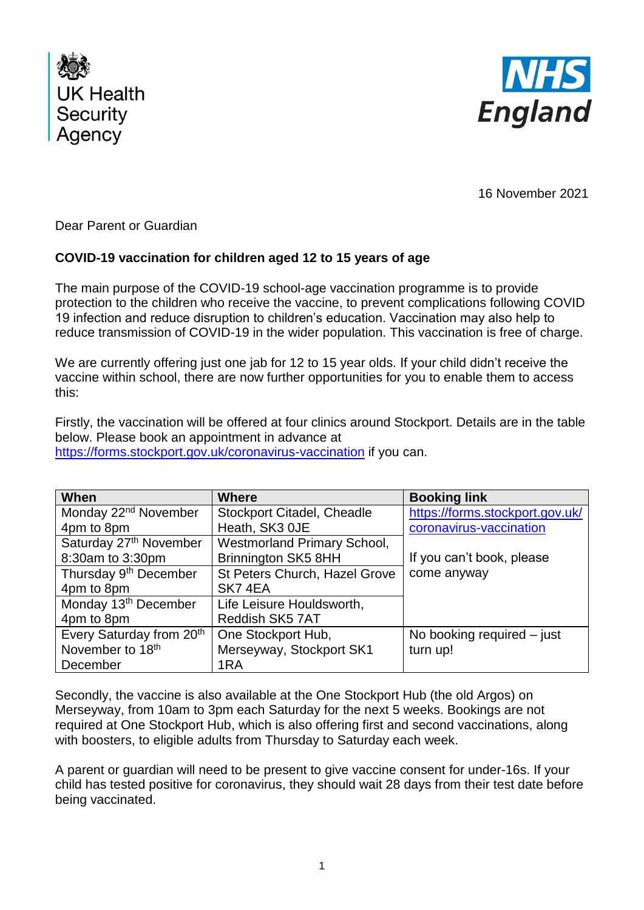UK Health Security Agency

NHS England

16 November 2021

Dear Parent or Guardian

**COVID-19 vaccination for children aged 12 to 15 years of age**

The main purpose of the COVID-19 school-age vaccination programme is to provide protection to the children who receive the vaccine, to prevent complications following COVID 19 infection and reduce disruption to children's education. Vaccination may also help to reduce transmission of COVID-19 in the wider population. This vaccination is free of charge.

We are currently offering just one jab for 12 to 15 year olds. If your child didn't receive the vaccine within school, there are now further opportunities for you to enable them to access this:

Firstly, the vaccination will be offered at four clinics around Stockport. Details are in the table below. Please book an appointment in advance at https://forms.stockport.gov.uk/coronavirus-vaccination if you can.

| When | Where | Booking link |
|---|---|---|
| Monday 22nd November 4pm to 8pm | Stockport Citadel, Cheadle Heath, SK3 0JE | https://forms.stockport.gov.uk/coronavirus-vaccination If you can't book, please come anyway |
| Saturday 27th November 8:30am to 3:30pm | Westmorland Primary School, Brinnington SK5 8HH | |
| Thursday 9th December 4pm to 8pm | St Peters Church, Hazel Grove SK7 4EA | |
| Monday 13th December 4pm to 8pm | Life Leisure Houldsworth, Reddish SK5 7AT | |
| Every Saturday from 20th November to 18th December | One Stockport Hub, Merseyway, Stockport SK1 1RA | No booking required – just turn up! |

Secondly, the vaccine is also available at the One Stockport Hub (the old Argos) on Merseyway, from 10am to 3pm each Saturday for the next 5 weeks. Bookings are not required at One Stockport Hub, which is also offering first and second vaccinations, along with boosters, to eligible adults from Thursday to Saturday each week.

A parent or guardian will need to be present to give vaccine consent for under-16s. If your child has tested positive for coronavirus, they should wait 28 days from their test date before being vaccinated.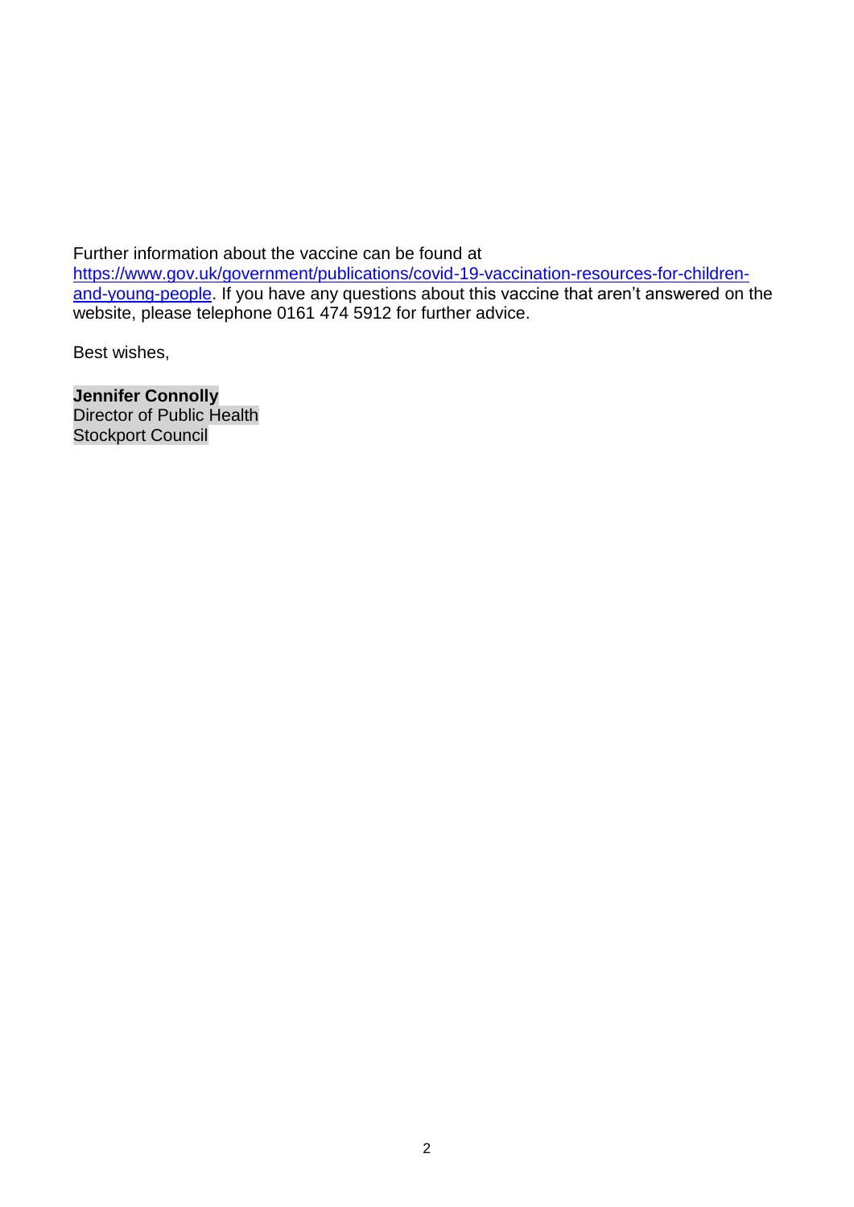Further information about the vaccine can be found at [https://www.gov.uk/government/publications/covid-19-vaccination-resources-for-children-and-young-people](https://www.gov.uk/government/publications/covid-19-vaccination-resources-for-children-and-young-people). If you have any questions about this vaccine that aren't answered on the website, please telephone 0161 474 5912 for further advice.

Best wishes,

**Jennifer Connolly**
Director of Public Health
Stockport Council